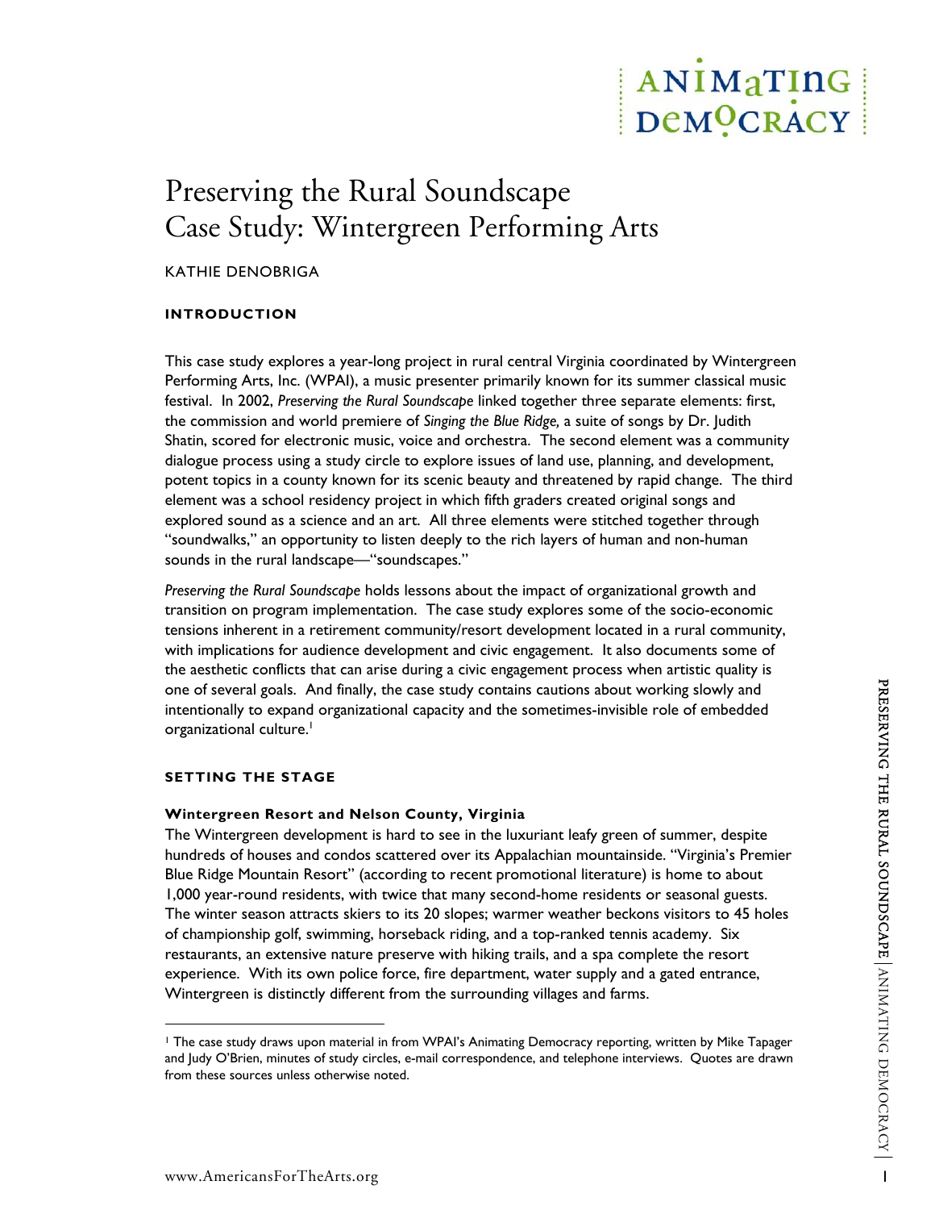# Preserving the Rural Soundscape
# Case Study: Wintergreen Performing Arts

KATHIE DENOBRIGA

## INTRODUCTION

This case study explores a year-long project in rural central Virginia coordinated by Wintergreen Performing Arts, Inc. (WPAI), a music presenter primarily known for its summer classical music festival. In 2002, *Preserving the Rural Soundscape* linked together three separate elements: first, the commission and world premiere of *Singing the Blue Ridge,* a suite of songs by Dr. Judith Shatin, scored for electronic music, voice and orchestra. The second element was a community dialogue process using a study circle to explore issues of land use, planning, and development, potent topics in a county known for its scenic beauty and threatened by rapid change. The third element was a school residency project in which fifth graders created original songs and explored sound as a science and an art. All three elements were stitched together through "soundwalks," an opportunity to listen deeply to the rich layers of human and non-human sounds in the rural landscape—"soundscapes."

*Preserving the Rural Soundscape* holds lessons about the impact of organizational growth and transition on program implementation. The case study explores some of the socio-economic tensions inherent in a retirement community/resort development located in a rural community, with implications for audience development and civic engagement. It also documents some of the aesthetic conflicts that can arise during a civic engagement process when artistic quality is one of several goals. And finally, the case study contains cautions about working slowly and intentionally to expand organizational capacity and the sometimes-invisible role of embedded organizational culture.[1]

## SETTING THE STAGE

### Wintergreen Resort and Nelson County, Virginia

The Wintergreen development is hard to see in the luxuriant leafy green of summer, despite hundreds of houses and condos scattered over its Appalachian mountainside. "Virginia's Premier Blue Ridge Mountain Resort" (according to recent promotional literature) is home to about 1,000 year-round residents, with twice that many second-home residents or seasonal guests. The winter season attracts skiers to its 20 slopes; warmer weather beckons visitors to 45 holes of championship golf, swimming, horseback riding, and a top-ranked tennis academy. Six restaurants, an extensive nature preserve with hiking trails, and a spa complete the resort experience. With its own police force, fire department, water supply and a gated entrance, Wintergreen is distinctly different from the surrounding villages and farms.

---

[1] The case study draws upon material in from WPAI's Animating Democracy reporting, written by Mike Tapager and Judy O'Brien, minutes of study circles, e-mail correspondence, and telephone interviews. Quotes are drawn from these sources unless otherwise noted.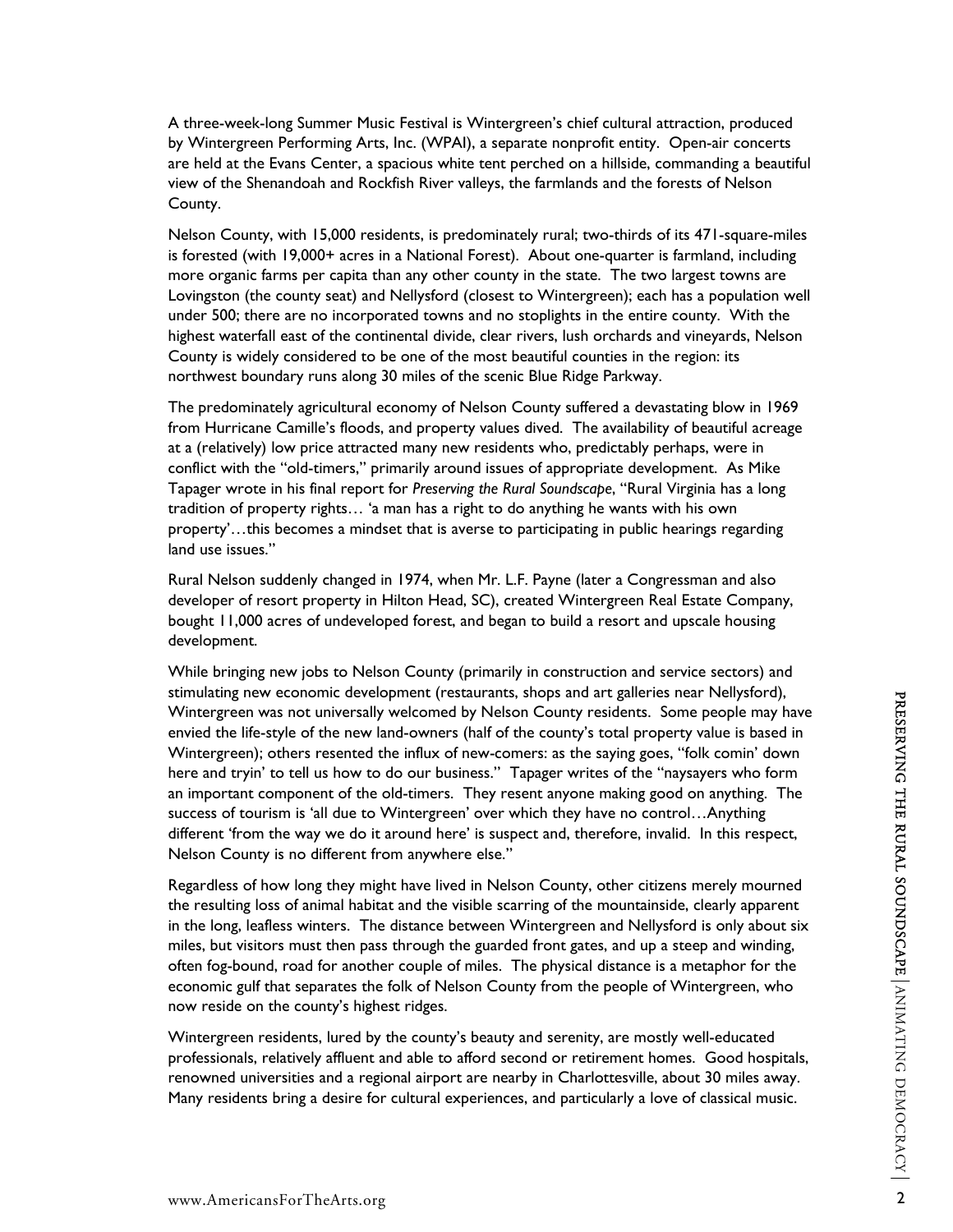A three-week-long Summer Music Festival is Wintergreen's chief cultural attraction, produced by Wintergreen Performing Arts, Inc. (WPAI), a separate nonprofit entity. Open-air concerts are held at the Evans Center, a spacious white tent perched on a hillside, commanding a beautiful view of the Shenandoah and Rockfish River valleys, the farmlands and the forests of Nelson County.

Nelson County, with 15,000 residents, is predominately rural; two-thirds of its 471-square-miles is forested (with 19,000+ acres in a National Forest). About one-quarter is farmland, including more organic farms per capita than any other county in the state. The two largest towns are Lovingston (the county seat) and Nellysford (closest to Wintergreen); each has a population well under 500; there are no incorporated towns and no stoplights in the entire county. With the highest waterfall east of the continental divide, clear rivers, lush orchards and vineyards, Nelson County is widely considered to be one of the most beautiful counties in the region: its northwest boundary runs along 30 miles of the scenic Blue Ridge Parkway.

The predominately agricultural economy of Nelson County suffered a devastating blow in 1969 from Hurricane Camille's floods, and property values dived. The availability of beautiful acreage at a (relatively) low price attracted many new residents who, predictably perhaps, were in conflict with the "old-timers," primarily around issues of appropriate development. As Mike Tapager wrote in his final report for *Preserving the Rural Soundscape*, "Rural Virginia has a long tradition of property rights… 'a man has a right to do anything he wants with his own property'…this becomes a mindset that is averse to participating in public hearings regarding land use issues."

Rural Nelson suddenly changed in 1974, when Mr. L.F. Payne (later a Congressman and also developer of resort property in Hilton Head, SC), created Wintergreen Real Estate Company, bought 11,000 acres of undeveloped forest, and began to build a resort and upscale housing development.

While bringing new jobs to Nelson County (primarily in construction and service sectors) and stimulating new economic development (restaurants, shops and art galleries near Nellysford), Wintergreen was not universally welcomed by Nelson County residents. Some people may have envied the life-style of the new land-owners (half of the county's total property value is based in Wintergreen); others resented the influx of new-comers: as the saying goes, "folk comin' down here and tryin' to tell us how to do our business." Tapager writes of the "naysayers who form an important component of the old-timers. They resent anyone making good on anything. The success of tourism is 'all due to Wintergreen' over which they have no control…Anything different 'from the way we do it around here' is suspect and, therefore, invalid. In this respect, Nelson County is no different from anywhere else."

Regardless of how long they might have lived in Nelson County, other citizens merely mourned the resulting loss of animal habitat and the visible scarring of the mountainside, clearly apparent in the long, leafless winters. The distance between Wintergreen and Nellysford is only about six miles, but visitors must then pass through the guarded front gates, and up a steep and winding, often fog-bound, road for another couple of miles. The physical distance is a metaphor for the economic gulf that separates the folk of Nelson County from the people of Wintergreen, who now reside on the county's highest ridges.

Wintergreen residents, lured by the county's beauty and serenity, are mostly well-educated professionals, relatively affluent and able to afford second or retirement homes. Good hospitals, renowned universities and a regional airport are nearby in Charlottesville, about 30 miles away. Many residents bring a desire for cultural experiences, and particularly a love of classical music.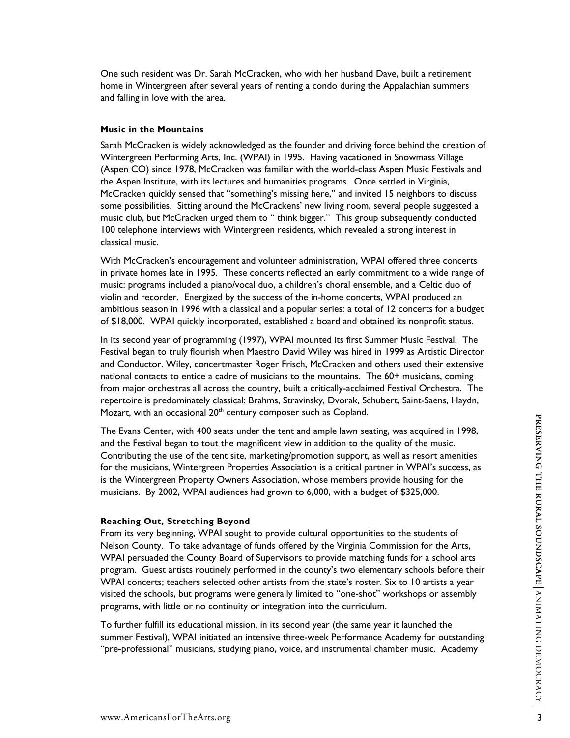One such resident was Dr. Sarah McCracken, who with her husband Dave, built a retirement home in Wintergreen after several years of renting a condo during the Appalachian summers and falling in love with the area.

**Music in the Mountains**

Sarah McCracken is widely acknowledged as the founder and driving force behind the creation of Wintergreen Performing Arts, Inc. (WPAI) in 1995. Having vacationed in Snowmass Village (Aspen CO) since 1978, McCracken was familiar with the world-class Aspen Music Festivals and the Aspen Institute, with its lectures and humanities programs. Once settled in Virginia, McCracken quickly sensed that "something's missing here," and invited 15 neighbors to discuss some possibilities. Sitting around the McCrackens' new living room, several people suggested a music club, but McCracken urged them to " think bigger." This group subsequently conducted 100 telephone interviews with Wintergreen residents, which revealed a strong interest in classical music.

With McCracken's encouragement and volunteer administration, WPAI offered three concerts in private homes late in 1995. These concerts reflected an early commitment to a wide range of music: programs included a piano/vocal duo, a children's choral ensemble, and a Celtic duo of violin and recorder. Energized by the success of the in-home concerts, WPAI produced an ambitious season in 1996 with a classical and a popular series: a total of 12 concerts for a budget of $18,000. WPAI quickly incorporated, established a board and obtained its nonprofit status.

In its second year of programming (1997), WPAI mounted its first Summer Music Festival. The Festival began to truly flourish when Maestro David Wiley was hired in 1999 as Artistic Director and Conductor. Wiley, concertmaster Roger Frisch, McCracken and others used their extensive national contacts to entice a cadre of musicians to the mountains. The 60+ musicians, coming from major orchestras all across the country, built a critically-acclaimed Festival Orchestra. The repertoire is predominately classical: Brahms, Stravinsky, Dvorak, Schubert, Saint-Saens, Haydn, Mozart, with an occasional 20th century composer such as Copland.

The Evans Center, with 400 seats under the tent and ample lawn seating, was acquired in 1998, and the Festival began to tout the magnificent view in addition to the quality of the music. Contributing the use of the tent site, marketing/promotion support, as well as resort amenities for the musicians, Wintergreen Properties Association is a critical partner in WPAI's success, as is the Wintergreen Property Owners Association, whose members provide housing for the musicians. By 2002, WPAI audiences had grown to 6,000, with a budget of $325,000.

**Reaching Out, Stretching Beyond**

From its very beginning, WPAI sought to provide cultural opportunities to the students of Nelson County. To take advantage of funds offered by the Virginia Commission for the Arts, WPAI persuaded the County Board of Supervisors to provide matching funds for a school arts program. Guest artists routinely performed in the county's two elementary schools before their WPAI concerts; teachers selected other artists from the state's roster. Six to 10 artists a year visited the schools, but programs were generally limited to "one-shot" workshops or assembly programs, with little or no continuity or integration into the curriculum.

To further fulfill its educational mission, in its second year (the same year it launched the summer Festival), WPAI initiated an intensive three-week Performance Academy for outstanding "pre-professional" musicians, studying piano, voice, and instrumental chamber music. Academy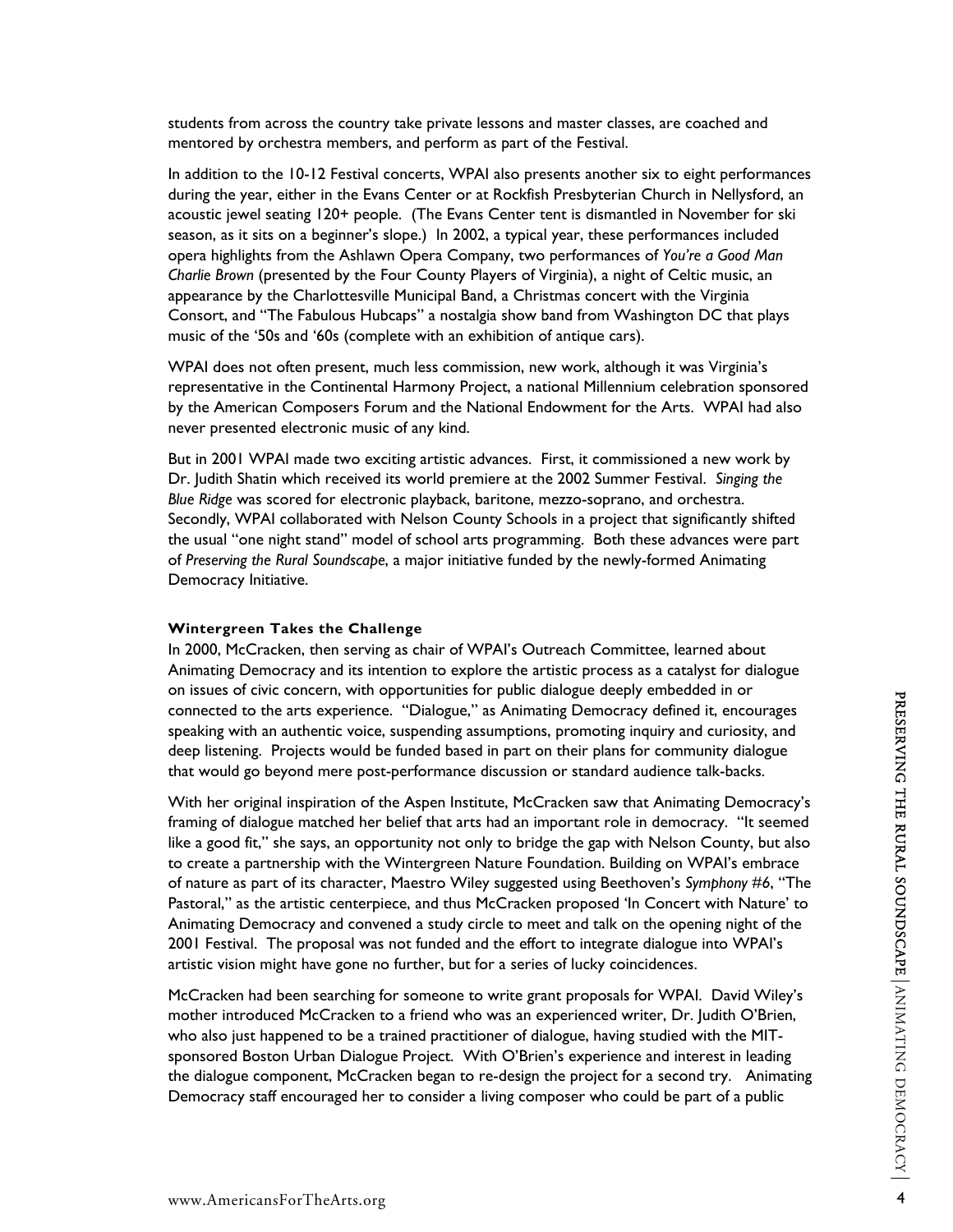students from across the country take private lessons and master classes, are coached and mentored by orchestra members, and perform as part of the Festival.

In addition to the 10-12 Festival concerts, WPAI also presents another six to eight performances during the year, either in the Evans Center or at Rockfish Presbyterian Church in Nellysford, an acoustic jewel seating 120+ people. (The Evans Center tent is dismantled in November for ski season, as it sits on a beginner's slope.) In 2002, a typical year, these performances included opera highlights from the Ashlawn Opera Company, two performances of *You're a Good Man Charlie Brown* (presented by the Four County Players of Virginia), a night of Celtic music, an appearance by the Charlottesville Municipal Band, a Christmas concert with the Virginia Consort, and "The Fabulous Hubcaps" a nostalgia show band from Washington DC that plays music of the '50s and '60s (complete with an exhibition of antique cars).

WPAI does not often present, much less commission, new work, although it was Virginia's representative in the Continental Harmony Project, a national Millennium celebration sponsored by the American Composers Forum and the National Endowment for the Arts. WPAI had also never presented electronic music of any kind.

But in 2001 WPAI made two exciting artistic advances. First, it commissioned a new work by Dr. Judith Shatin which received its world premiere at the 2002 Summer Festival. *Singing the Blue Ridge* was scored for electronic playback, baritone, mezzo-soprano, and orchestra. Secondly, WPAI collaborated with Nelson County Schools in a project that significantly shifted the usual "one night stand" model of school arts programming. Both these advances were part of *Preserving the Rural Soundscape*, a major initiative funded by the newly-formed Animating Democracy Initiative.

**Wintergreen Takes the Challenge**

In 2000, McCracken, then serving as chair of WPAI's Outreach Committee, learned about Animating Democracy and its intention to explore the artistic process as a catalyst for dialogue on issues of civic concern, with opportunities for public dialogue deeply embedded in or connected to the arts experience. "Dialogue," as Animating Democracy defined it, encourages speaking with an authentic voice, suspending assumptions, promoting inquiry and curiosity, and deep listening. Projects would be funded based in part on their plans for community dialogue that would go beyond mere post-performance discussion or standard audience talk-backs.

With her original inspiration of the Aspen Institute, McCracken saw that Animating Democracy's framing of dialogue matched her belief that arts had an important role in democracy. "It seemed like a good fit," she says, an opportunity not only to bridge the gap with Nelson County, but also to create a partnership with the Wintergreen Nature Foundation. Building on WPAI's embrace of nature as part of its character, Maestro Wiley suggested using Beethoven's *Symphony #6*, "The Pastoral," as the artistic centerpiece, and thus McCracken proposed 'In Concert with Nature' to Animating Democracy and convened a study circle to meet and talk on the opening night of the 2001 Festival. The proposal was not funded and the effort to integrate dialogue into WPAI's artistic vision might have gone no further, but for a series of lucky coincidences.

McCracken had been searching for someone to write grant proposals for WPAI. David Wiley's mother introduced McCracken to a friend who was an experienced writer, Dr. Judith O'Brien, who also just happened to be a trained practitioner of dialogue, having studied with the MIT-sponsored Boston Urban Dialogue Project. With O'Brien's experience and interest in leading the dialogue component, McCracken began to re-design the project for a second try. Animating Democracy staff encouraged her to consider a living composer who could be part of a public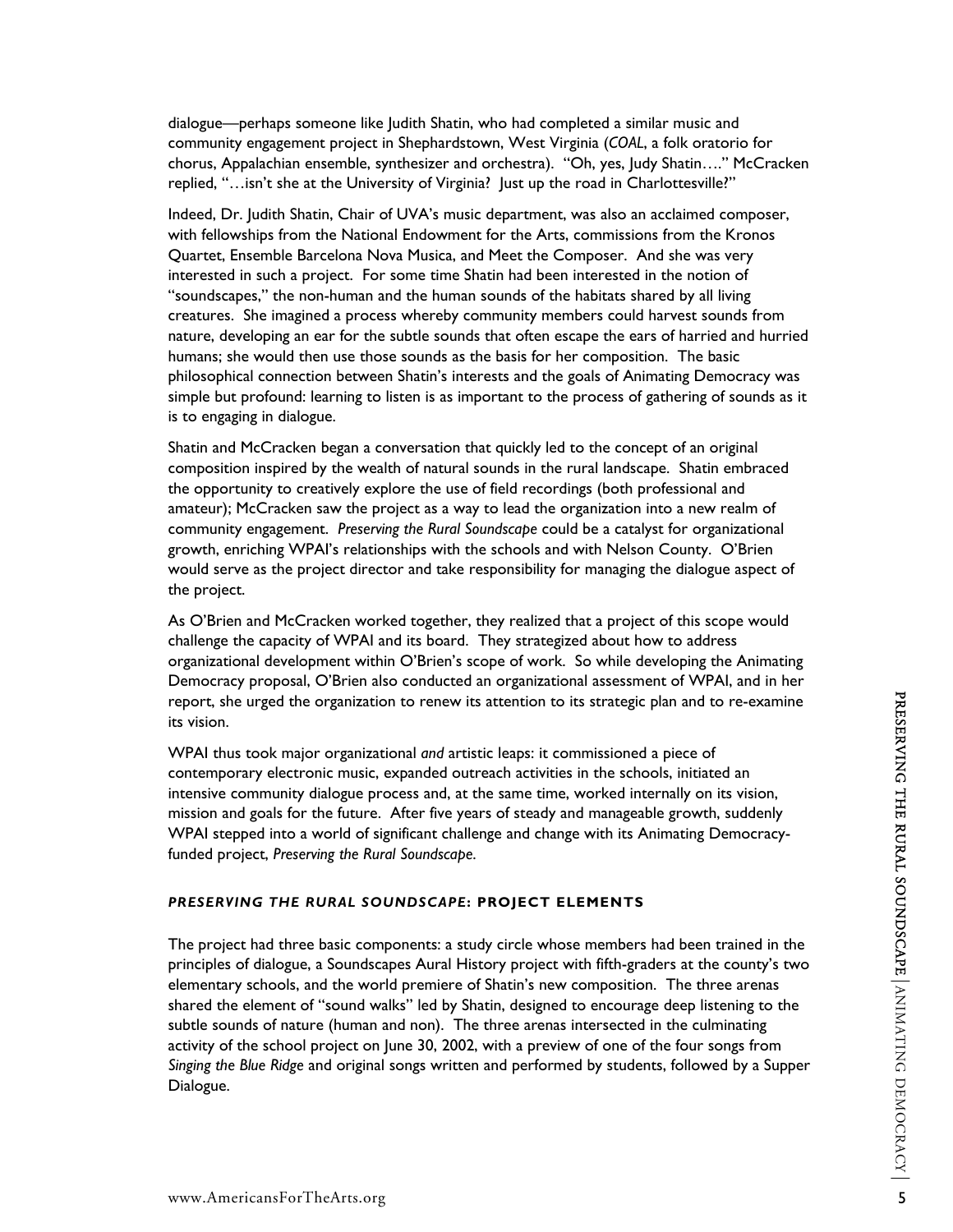dialogue—perhaps someone like Judith Shatin, who had completed a similar music and community engagement project in Shephardstown, West Virginia (*COAL*, a folk oratorio for chorus, Appalachian ensemble, synthesizer and orchestra). "Oh, yes, Judy Shatin…." McCracken replied, "…isn't she at the University of Virginia? Just up the road in Charlottesville?"

Indeed, Dr. Judith Shatin, Chair of UVA's music department, was also an acclaimed composer, with fellowships from the National Endowment for the Arts, commissions from the Kronos Quartet, Ensemble Barcelona Nova Musica, and Meet the Composer. And she was very interested in such a project. For some time Shatin had been interested in the notion of "soundscapes," the non-human and the human sounds of the habitats shared by all living creatures. She imagined a process whereby community members could harvest sounds from nature, developing an ear for the subtle sounds that often escape the ears of harried and hurried humans; she would then use those sounds as the basis for her composition. The basic philosophical connection between Shatin's interests and the goals of Animating Democracy was simple but profound: learning to listen is as important to the process of gathering of sounds as it is to engaging in dialogue.

Shatin and McCracken began a conversation that quickly led to the concept of an original composition inspired by the wealth of natural sounds in the rural landscape. Shatin embraced the opportunity to creatively explore the use of field recordings (both professional and amateur); McCracken saw the project as a way to lead the organization into a new realm of community engagement. *Preserving the Rural Soundscape* could be a catalyst for organizational growth, enriching WPAI's relationships with the schools and with Nelson County. O'Brien would serve as the project director and take responsibility for managing the dialogue aspect of the project.

As O'Brien and McCracken worked together, they realized that a project of this scope would challenge the capacity of WPAI and its board. They strategized about how to address organizational development within O'Brien's scope of work. So while developing the Animating Democracy proposal, O'Brien also conducted an organizational assessment of WPAI, and in her report, she urged the organization to renew its attention to its strategic plan and to re-examine its vision.

WPAI thus took major organizational *and* artistic leaps: it commissioned a piece of contemporary electronic music, expanded outreach activities in the schools, initiated an intensive community dialogue process and, at the same time, worked internally on its vision, mission and goals for the future. After five years of steady and manageable growth, suddenly WPAI stepped into a world of significant challenge and change with its Animating Democracy-funded project, *Preserving the Rural Soundscape*.

### *PRESERVING THE RURAL SOUNDSCAPE*: PROJECT ELEMENTS

The project had three basic components: a study circle whose members had been trained in the principles of dialogue, a Soundscapes Aural History project with fifth-graders at the county's two elementary schools, and the world premiere of Shatin's new composition. The three arenas shared the element of "sound walks" led by Shatin, designed to encourage deep listening to the subtle sounds of nature (human and non). The three arenas intersected in the culminating activity of the school project on June 30, 2002, with a preview of one of the four songs from *Singing the Blue Ridge* and original songs written and performed by students, followed by a Supper Dialogue.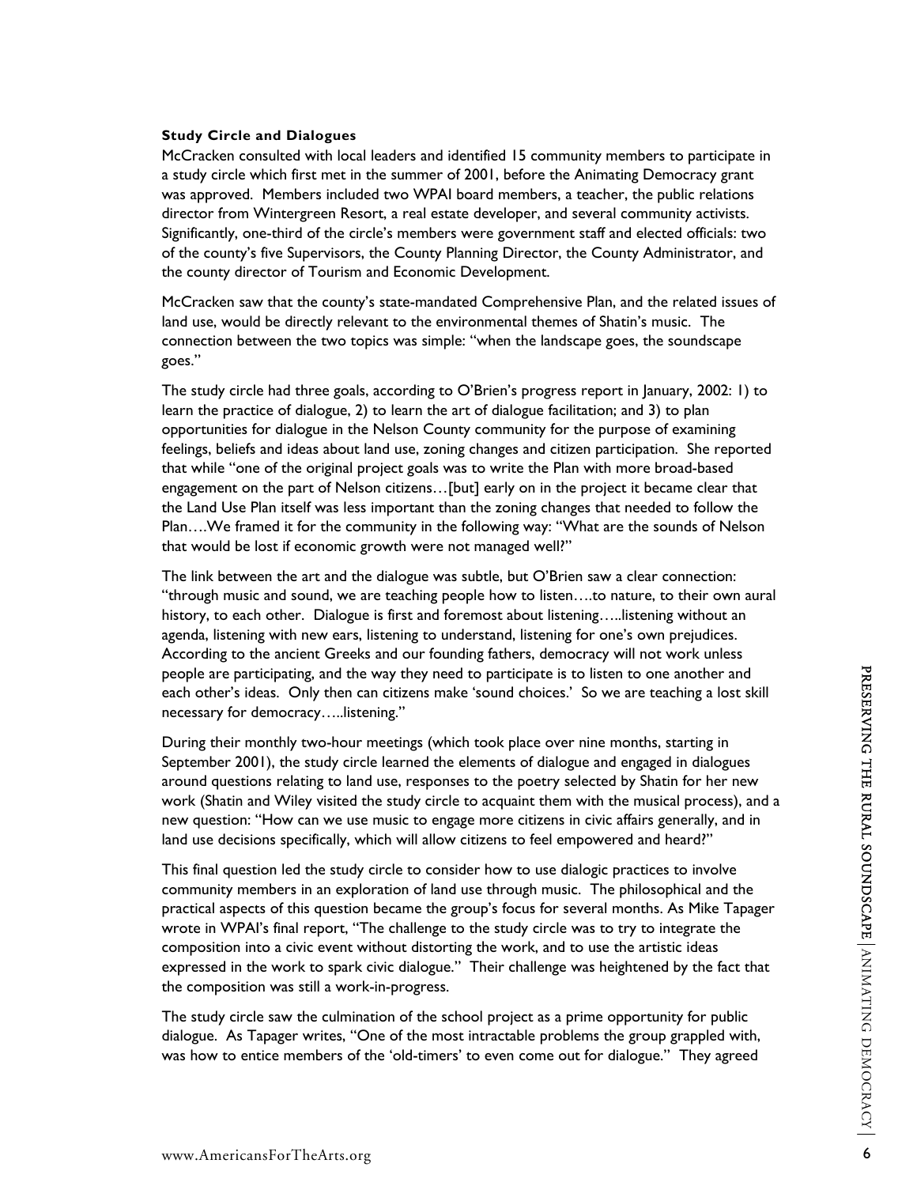**Study Circle and Dialogues**

McCracken consulted with local leaders and identified 15 community members to participate in a study circle which first met in the summer of 2001, before the Animating Democracy grant was approved. Members included two WPAI board members, a teacher, the public relations director from Wintergreen Resort, a real estate developer, and several community activists. Significantly, one-third of the circle's members were government staff and elected officials: two of the county's five Supervisors, the County Planning Director, the County Administrator, and the county director of Tourism and Economic Development.

McCracken saw that the county's state-mandated Comprehensive Plan, and the related issues of land use, would be directly relevant to the environmental themes of Shatin's music. The connection between the two topics was simple: "when the landscape goes, the soundscape goes."

The study circle had three goals, according to O'Brien's progress report in January, 2002: 1) to learn the practice of dialogue, 2) to learn the art of dialogue facilitation; and 3) to plan opportunities for dialogue in the Nelson County community for the purpose of examining feelings, beliefs and ideas about land use, zoning changes and citizen participation. She reported that while "one of the original project goals was to write the Plan with more broad-based engagement on the part of Nelson citizens…[but] early on in the project it became clear that the Land Use Plan itself was less important than the zoning changes that needed to follow the Plan….We framed it for the community in the following way: "What are the sounds of Nelson that would be lost if economic growth were not managed well?"

The link between the art and the dialogue was subtle, but O'Brien saw a clear connection: "through music and sound, we are teaching people how to listen….to nature, to their own aural history, to each other. Dialogue is first and foremost about listening…..listening without an agenda, listening with new ears, listening to understand, listening for one's own prejudices. According to the ancient Greeks and our founding fathers, democracy will not work unless people are participating, and the way they need to participate is to listen to one another and each other's ideas. Only then can citizens make 'sound choices.' So we are teaching a lost skill necessary for democracy…..listening."

During their monthly two-hour meetings (which took place over nine months, starting in September 2001), the study circle learned the elements of dialogue and engaged in dialogues around questions relating to land use, responses to the poetry selected by Shatin for her new work (Shatin and Wiley visited the study circle to acquaint them with the musical process), and a new question: "How can we use music to engage more citizens in civic affairs generally, and in land use decisions specifically, which will allow citizens to feel empowered and heard?"

This final question led the study circle to consider how to use dialogic practices to involve community members in an exploration of land use through music. The philosophical and the practical aspects of this question became the group's focus for several months. As Mike Tapager wrote in WPAI's final report, "The challenge to the study circle was to try to integrate the composition into a civic event without distorting the work, and to use the artistic ideas expressed in the work to spark civic dialogue." Their challenge was heightened by the fact that the composition was still a work-in-progress.

The study circle saw the culmination of the school project as a prime opportunity for public dialogue. As Tapager writes, "One of the most intractable problems the group grappled with, was how to entice members of the 'old-timers' to even come out for dialogue." They agreed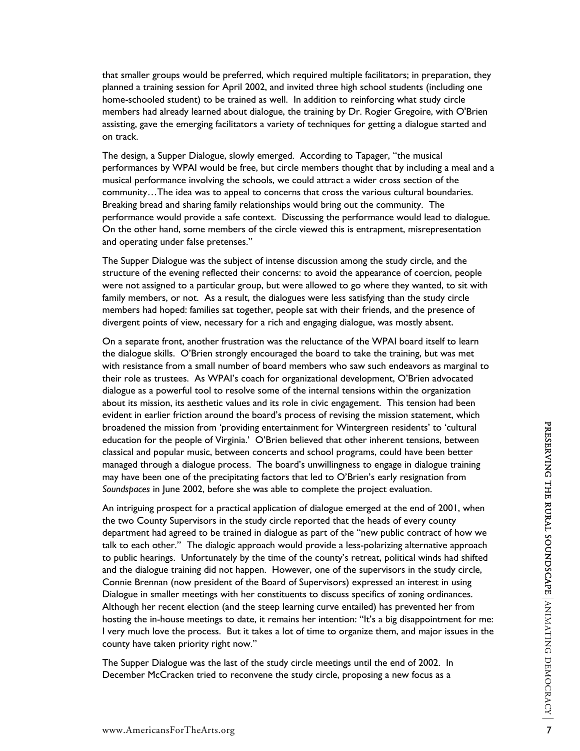that smaller groups would be preferred, which required multiple facilitators; in preparation, they planned a training session for April 2002, and invited three high school students (including one home-schooled student) to be trained as well. In addition to reinforcing what study circle members had already learned about dialogue, the training by Dr. Rogier Gregoire, with O'Brien assisting, gave the emerging facilitators a variety of techniques for getting a dialogue started and on track.

The design, a Supper Dialogue, slowly emerged. According to Tapager, "the musical performances by WPAI would be free, but circle members thought that by including a meal and a musical performance involving the schools, we could attract a wider cross section of the community…The idea was to appeal to concerns that cross the various cultural boundaries. Breaking bread and sharing family relationships would bring out the community. The performance would provide a safe context. Discussing the performance would lead to dialogue. On the other hand, some members of the circle viewed this is entrapment, misrepresentation and operating under false pretenses."

The Supper Dialogue was the subject of intense discussion among the study circle, and the structure of the evening reflected their concerns: to avoid the appearance of coercion, people were not assigned to a particular group, but were allowed to go where they wanted, to sit with family members, or not. As a result, the dialogues were less satisfying than the study circle members had hoped: families sat together, people sat with their friends, and the presence of divergent points of view, necessary for a rich and engaging dialogue, was mostly absent.

On a separate front, another frustration was the reluctance of the WPAI board itself to learn the dialogue skills. O'Brien strongly encouraged the board to take the training, but was met with resistance from a small number of board members who saw such endeavors as marginal to their role as trustees. As WPAI's coach for organizational development, O'Brien advocated dialogue as a powerful tool to resolve some of the internal tensions within the organization about its mission, its aesthetic values and its role in civic engagement. This tension had been evident in earlier friction around the board's process of revising the mission statement, which broadened the mission from 'providing entertainment for Wintergreen residents' to 'cultural education for the people of Virginia.' O'Brien believed that other inherent tensions, between classical and popular music, between concerts and school programs, could have been better managed through a dialogue process. The board's unwillingness to engage in dialogue training may have been one of the precipitating factors that led to O'Brien's early resignation from *Soundspaces* in June 2002, before she was able to complete the project evaluation.

An intriguing prospect for a practical application of dialogue emerged at the end of 2001, when the two County Supervisors in the study circle reported that the heads of every county department had agreed to be trained in dialogue as part of the "new public contract of how we talk to each other." The dialogic approach would provide a less-polarizing alternative approach to public hearings. Unfortunately by the time of the county's retreat, political winds had shifted and the dialogue training did not happen. However, one of the supervisors in the study circle, Connie Brennan (now president of the Board of Supervisors) expressed an interest in using Dialogue in smaller meetings with her constituents to discuss specifics of zoning ordinances. Although her recent election (and the steep learning curve entailed) has prevented her from hosting the in-house meetings to date, it remains her intention: "It's a big disappointment for me: I very much love the process. But it takes a lot of time to organize them, and major issues in the county have taken priority right now."

The Supper Dialogue was the last of the study circle meetings until the end of 2002. In December McCracken tried to reconvene the study circle, proposing a new focus as a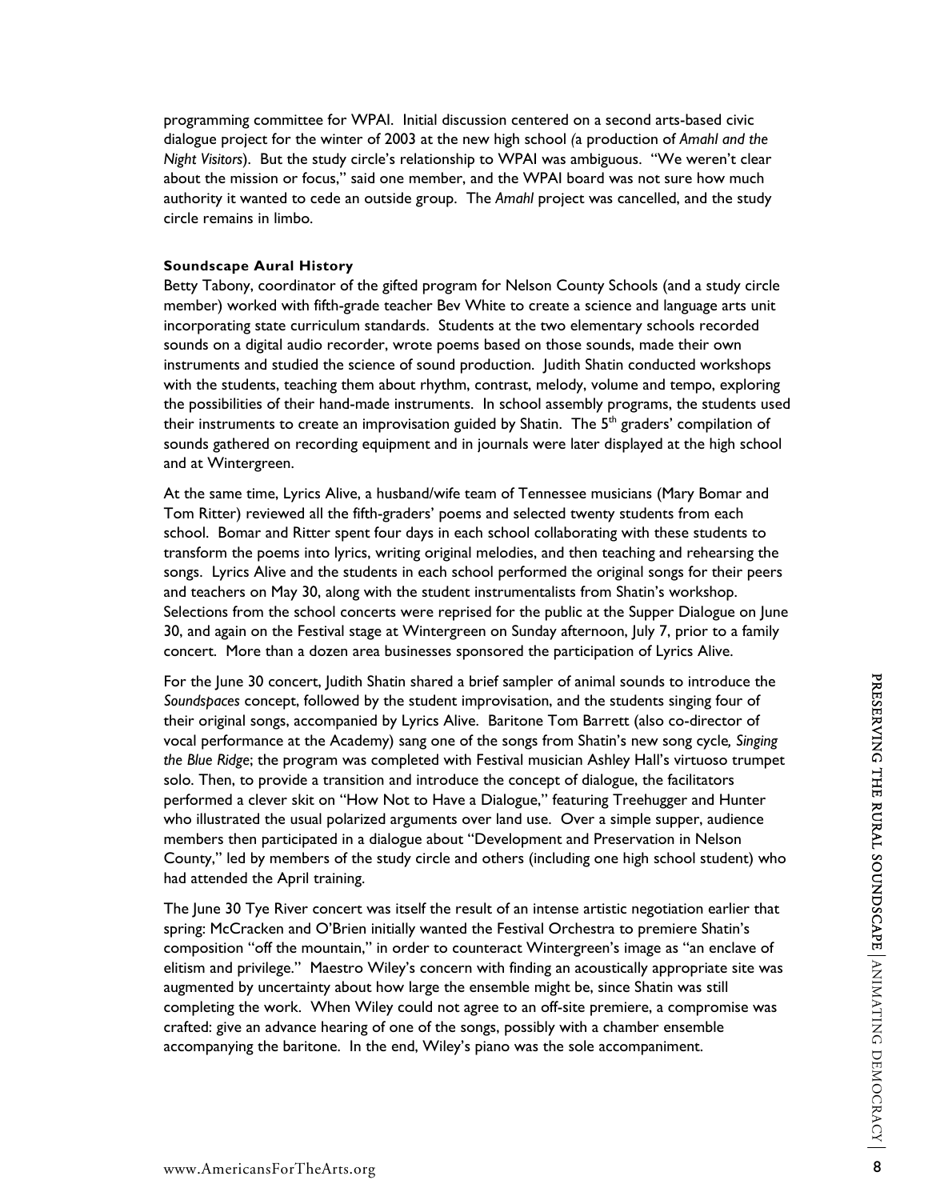programming committee for WPAI. Initial discussion centered on a second arts-based civic dialogue project for the winter of 2003 at the new high school (a production of *Amahl and the Night Visitors*). But the study circle's relationship to WPAI was ambiguous. "We weren't clear about the mission or focus," said one member, and the WPAI board was not sure how much authority it wanted to cede an outside group. The *Amahl* project was cancelled, and the study circle remains in limbo.

**Soundscape Aural History**

Betty Tabony, coordinator of the gifted program for Nelson County Schools (and a study circle member) worked with fifth-grade teacher Bev White to create a science and language arts unit incorporating state curriculum standards. Students at the two elementary schools recorded sounds on a digital audio recorder, wrote poems based on those sounds, made their own instruments and studied the science of sound production. Judith Shatin conducted workshops with the students, teaching them about rhythm, contrast, melody, volume and tempo, exploring the possibilities of their hand-made instruments. In school assembly programs, the students used their instruments to create an improvisation guided by Shatin. The 5th graders' compilation of sounds gathered on recording equipment and in journals were later displayed at the high school and at Wintergreen.

At the same time, Lyrics Alive, a husband/wife team of Tennessee musicians (Mary Bomar and Tom Ritter) reviewed all the fifth-graders' poems and selected twenty students from each school. Bomar and Ritter spent four days in each school collaborating with these students to transform the poems into lyrics, writing original melodies, and then teaching and rehearsing the songs. Lyrics Alive and the students in each school performed the original songs for their peers and teachers on May 30, along with the student instrumentalists from Shatin's workshop. Selections from the school concerts were reprised for the public at the Supper Dialogue on June 30, and again on the Festival stage at Wintergreen on Sunday afternoon, July 7, prior to a family concert. More than a dozen area businesses sponsored the participation of Lyrics Alive.

For the June 30 concert, Judith Shatin shared a brief sampler of animal sounds to introduce the *Soundspaces* concept, followed by the student improvisation, and the students singing four of their original songs, accompanied by Lyrics Alive. Baritone Tom Barrett (also co-director of vocal performance at the Academy) sang one of the songs from Shatin's new song cycle, *Singing the Blue Ridge*; the program was completed with Festival musician Ashley Hall's virtuoso trumpet solo. Then, to provide a transition and introduce the concept of dialogue, the facilitators performed a clever skit on "How Not to Have a Dialogue," featuring Treehugger and Hunter who illustrated the usual polarized arguments over land use. Over a simple supper, audience members then participated in a dialogue about "Development and Preservation in Nelson County," led by members of the study circle and others (including one high school student) who had attended the April training.

The June 30 Tye River concert was itself the result of an intense artistic negotiation earlier that spring: McCracken and O'Brien initially wanted the Festival Orchestra to premiere Shatin's composition "off the mountain," in order to counteract Wintergreen's image as "an enclave of elitism and privilege." Maestro Wiley's concern with finding an acoustically appropriate site was augmented by uncertainty about how large the ensemble might be, since Shatin was still completing the work. When Wiley could not agree to an off-site premiere, a compromise was crafted: give an advance hearing of one of the songs, possibly with a chamber ensemble accompanying the baritone. In the end, Wiley's piano was the sole accompaniment.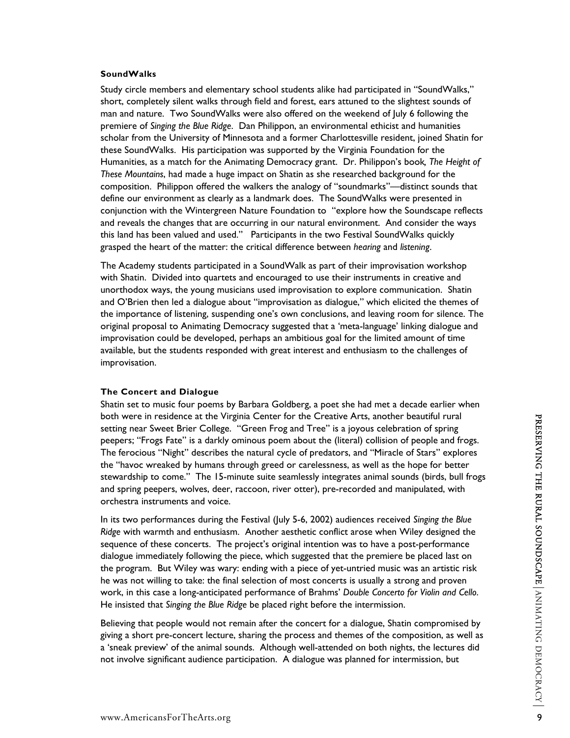**SoundWalks**

Study circle members and elementary school students alike had participated in "SoundWalks," short, completely silent walks through field and forest, ears attuned to the slightest sounds of man and nature. Two SoundWalks were also offered on the weekend of July 6 following the premiere of *Singing the Blue Ridge*. Dan Philippon, an environmental ethicist and humanities scholar from the University of Minnesota and a former Charlottesville resident, joined Shatin for these SoundWalks. His participation was supported by the Virginia Foundation for the Humanities, as a match for the Animating Democracy grant. Dr. Philippon's book, *The Height of These Mountains*, had made a huge impact on Shatin as she researched background for the composition. Philippon offered the walkers the analogy of "soundmarks"—distinct sounds that define our environment as clearly as a landmark does. The SoundWalks were presented in conjunction with the Wintergreen Nature Foundation to "explore how the Soundscape reflects and reveals the changes that are occurring in our natural environment. And consider the ways this land has been valued and used." Participants in the two Festival SoundWalks quickly grasped the heart of the matter: the critical difference between *hearing* and *listening*.

The Academy students participated in a SoundWalk as part of their improvisation workshop with Shatin. Divided into quartets and encouraged to use their instruments in creative and unorthodox ways, the young musicians used improvisation to explore communication. Shatin and O'Brien then led a dialogue about "improvisation as dialogue," which elicited the themes of the importance of listening, suspending one's own conclusions, and leaving room for silence. The original proposal to Animating Democracy suggested that a 'meta-language' linking dialogue and improvisation could be developed, perhaps an ambitious goal for the limited amount of time available, but the students responded with great interest and enthusiasm to the challenges of improvisation.

**The Concert and Dialogue**

Shatin set to music four poems by Barbara Goldberg, a poet she had met a decade earlier when both were in residence at the Virginia Center for the Creative Arts, another beautiful rural setting near Sweet Brier College. "Green Frog and Tree" is a joyous celebration of spring peepers; "Frogs Fate" is a darkly ominous poem about the (literal) collision of people and frogs. The ferocious "Night" describes the natural cycle of predators, and "Miracle of Stars" explores the "havoc wreaked by humans through greed or carelessness, as well as the hope for better stewardship to come." The 15-minute suite seamlessly integrates animal sounds (birds, bull frogs and spring peepers, wolves, deer, raccoon, river otter), pre-recorded and manipulated, with orchestra instruments and voice.

In its two performances during the Festival (July 5-6, 2002) audiences received *Singing the Blue Ridge* with warmth and enthusiasm. Another aesthetic conflict arose when Wiley designed the sequence of these concerts. The project's original intention was to have a post-performance dialogue immediately following the piece, which suggested that the premiere be placed last on the program. But Wiley was wary: ending with a piece of yet-untried music was an artistic risk he was not willing to take: the final selection of most concerts is usually a strong and proven work, in this case a long-anticipated performance of Brahms' *Double Concerto for Violin and Cello*. He insisted that *Singing the Blue Ridge* be placed right before the intermission.

Believing that people would not remain after the concert for a dialogue, Shatin compromised by giving a short pre-concert lecture, sharing the process and themes of the composition, as well as a 'sneak preview' of the animal sounds. Although well-attended on both nights, the lectures did not involve significant audience participation. A dialogue was planned for intermission, but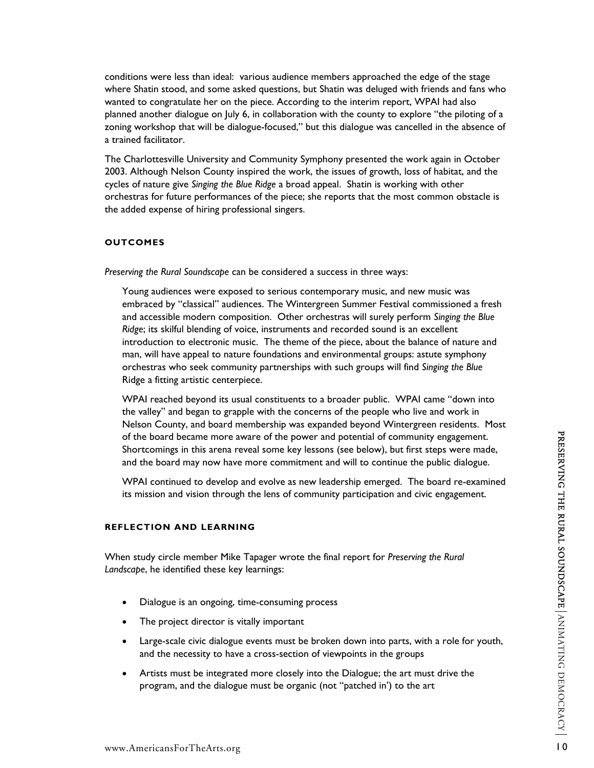conditions were less than ideal: various audience members approached the edge of the stage where Shatin stood, and some asked questions, but Shatin was deluged with friends and fans who wanted to congratulate her on the piece. According to the interim report, WPAI had also planned another dialogue on July 6, in collaboration with the county to explore "the piloting of a zoning workshop that will be dialogue-focused," but this dialogue was cancelled in the absence of a trained facilitator.

The Charlottesville University and Community Symphony presented the work again in October 2003. Although Nelson County inspired the work, the issues of growth, loss of habitat, and the cycles of nature give *Singing the Blue Ridge* a broad appeal. Shatin is working with other orchestras for future performances of the piece; she reports that the most common obstacle is the added expense of hiring professional singers.

#### OUTCOMES

*Preserving the Rural Soundscape* can be considered a success in three ways:

> Young audiences were exposed to serious contemporary music, and new music was embraced by "classical" audiences. The Wintergreen Summer Festival commissioned a fresh and accessible modern composition. Other orchestras will surely perform *Singing the Blue Ridge*; its skilful blending of voice, instruments and recorded sound is an excellent introduction to electronic music. The theme of the piece, about the balance of nature and man, will have appeal to nature foundations and environmental groups: astute symphony orchestras who seek community partnerships with such groups will find *Singing the Blue* Ridge a fitting artistic centerpiece.
>
> WPAI reached beyond its usual constituents to a broader public. WPAI came "down into the valley" and began to grapple with the concerns of the people who live and work in Nelson County, and board membership was expanded beyond Wintergreen residents. Most of the board became more aware of the power and potential of community engagement. Shortcomings in this arena reveal some key lessons (see below), but first steps were made, and the board may now have more commitment and will to continue the public dialogue.
>
> WPAI continued to develop and evolve as new leadership emerged. The board re-examined its mission and vision through the lens of community participation and civic engagement.

#### REFLECTION AND LEARNING

When study circle member Mike Tapager wrote the final report for *Preserving the Rural Landscape*, he identified these key learnings:

- Dialogue is an ongoing, time-consuming process
- The project director is vitally important
- Large-scale civic dialogue events must be broken down into parts, with a role for youth, and the necessity to have a cross-section of viewpoints in the groups
- Artists must be integrated more closely into the Dialogue; the art must drive the program, and the dialogue must be organic (not "patched in') to the art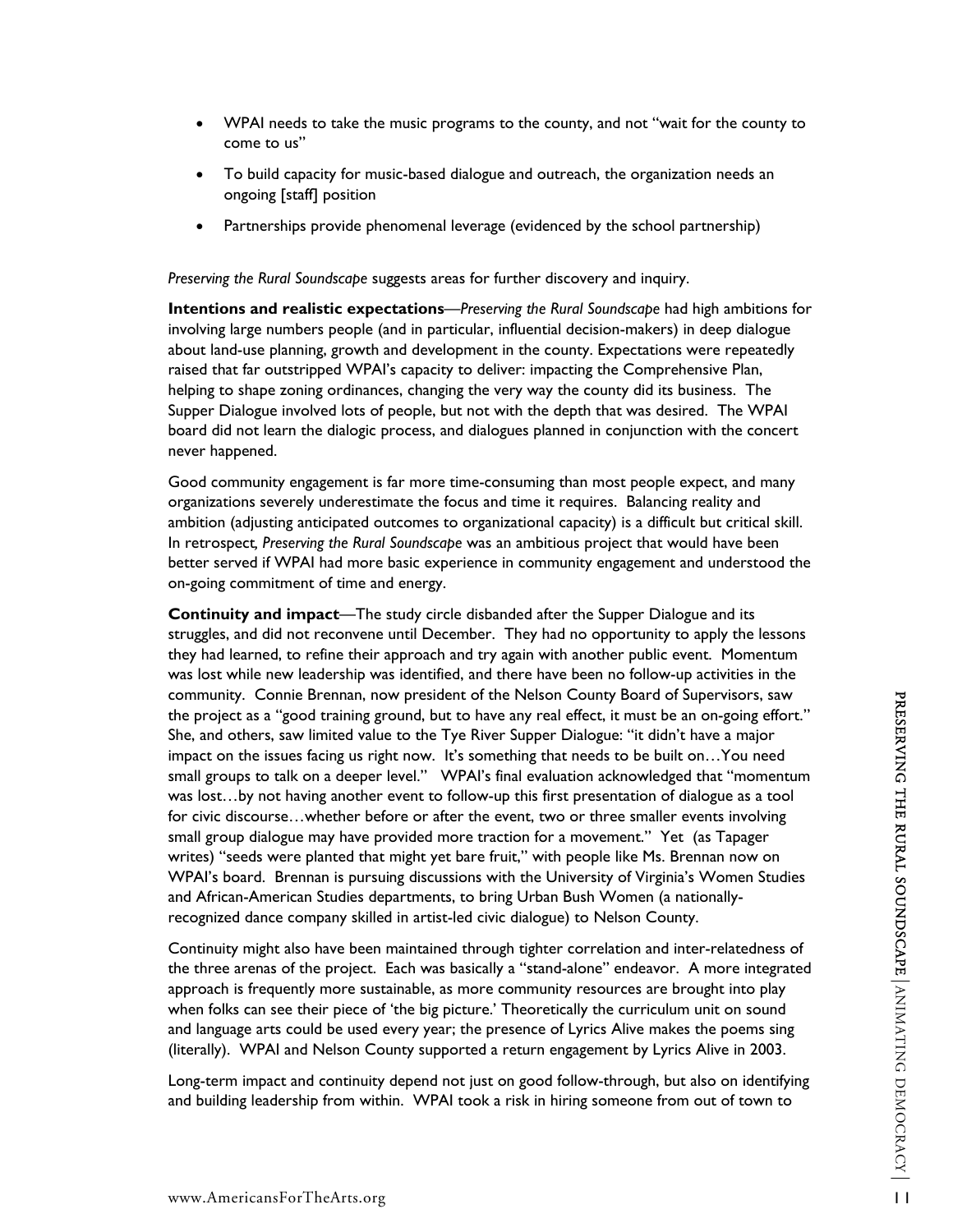- WPAI needs to take the music programs to the county, and not "wait for the county to come to us"
- To build capacity for music-based dialogue and outreach, the organization needs an ongoing [staff] position
- Partnerships provide phenomenal leverage (evidenced by the school partnership)

*Preserving the Rural Soundscape* suggests areas for further discovery and inquiry.

**Intentions and realistic expectations**—*Preserving the Rural Soundscape* had high ambitions for involving large numbers people (and in particular, influential decision-makers) in deep dialogue about land-use planning, growth and development in the county. Expectations were repeatedly raised that far outstripped WPAI's capacity to deliver: impacting the Comprehensive Plan, helping to shape zoning ordinances, changing the very way the county did its business. The Supper Dialogue involved lots of people, but not with the depth that was desired. The WPAI board did not learn the dialogic process, and dialogues planned in conjunction with the concert never happened.

Good community engagement is far more time-consuming than most people expect, and many organizations severely underestimate the focus and time it requires. Balancing reality and ambition (adjusting anticipated outcomes to organizational capacity) is a difficult but critical skill. In retrospect*, Preserving the Rural Soundscape* was an ambitious project that would have been better served if WPAI had more basic experience in community engagement and understood the on-going commitment of time and energy.

**Continuity and impact**—The study circle disbanded after the Supper Dialogue and its struggles, and did not reconvene until December. They had no opportunity to apply the lessons they had learned, to refine their approach and try again with another public event. Momentum was lost while new leadership was identified, and there have been no follow-up activities in the community. Connie Brennan, now president of the Nelson County Board of Supervisors, saw the project as a "good training ground, but to have any real effect, it must be an on-going effort." She, and others, saw limited value to the Tye River Supper Dialogue: "it didn't have a major impact on the issues facing us right now. It's something that needs to be built on…You need small groups to talk on a deeper level." WPAI's final evaluation acknowledged that "momentum was lost…by not having another event to follow-up this first presentation of dialogue as a tool for civic discourse…whether before or after the event, two or three smaller events involving small group dialogue may have provided more traction for a movement." Yet (as Tapager writes) "seeds were planted that might yet bare fruit," with people like Ms. Brennan now on WPAI's board. Brennan is pursuing discussions with the University of Virginia's Women Studies and African-American Studies departments, to bring Urban Bush Women (a nationally-recognized dance company skilled in artist-led civic dialogue) to Nelson County.

Continuity might also have been maintained through tighter correlation and inter-relatedness of the three arenas of the project. Each was basically a "stand-alone" endeavor. A more integrated approach is frequently more sustainable, as more community resources are brought into play when folks can see their piece of 'the big picture.' Theoretically the curriculum unit on sound and language arts could be used every year; the presence of Lyrics Alive makes the poems sing (literally). WPAI and Nelson County supported a return engagement by Lyrics Alive in 2003.

Long-term impact and continuity depend not just on good follow-through, but also on identifying and building leadership from within. WPAI took a risk in hiring someone from out of town to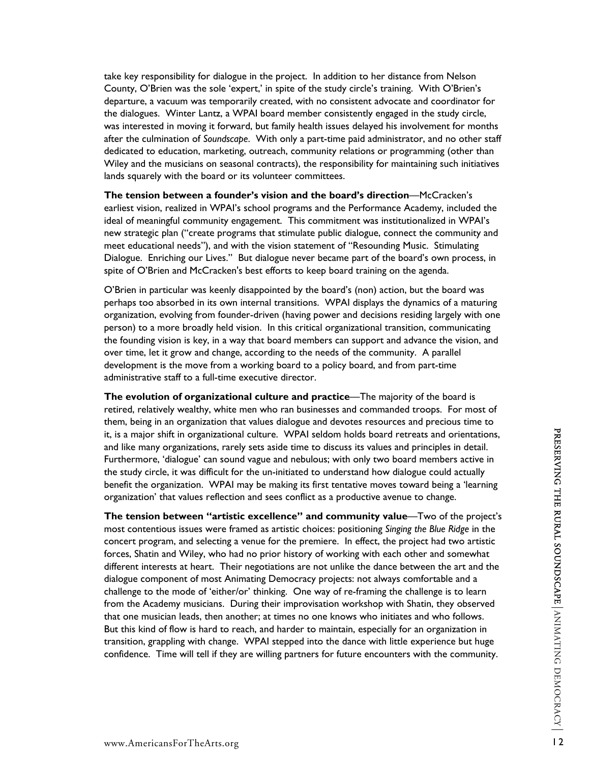take key responsibility for dialogue in the project. In addition to her distance from Nelson County, O'Brien was the sole 'expert,' in spite of the study circle's training. With O'Brien's departure, a vacuum was temporarily created, with no consistent advocate and coordinator for the dialogues. Winter Lantz, a WPAI board member consistently engaged in the study circle, was interested in moving it forward, but family health issues delayed his involvement for months after the culmination of *Soundscape*. With only a part-time paid administrator, and no other staff dedicated to education, marketing, outreach, community relations or programming (other than Wiley and the musicians on seasonal contracts), the responsibility for maintaining such initiatives lands squarely with the board or its volunteer committees.

**The tension between a founder's vision and the board's direction**—McCracken's earliest vision, realized in WPAI's school programs and the Performance Academy, included the ideal of meaningful community engagement. This commitment was institutionalized in WPAI's new strategic plan ("create programs that stimulate public dialogue, connect the community and meet educational needs"), and with the vision statement of "Resounding Music. Stimulating Dialogue. Enriching our Lives." But dialogue never became part of the board's own process, in spite of O'Brien and McCracken's best efforts to keep board training on the agenda.

O'Brien in particular was keenly disappointed by the board's (non) action, but the board was perhaps too absorbed in its own internal transitions. WPAI displays the dynamics of a maturing organization, evolving from founder-driven (having power and decisions residing largely with one person) to a more broadly held vision. In this critical organizational transition, communicating the founding vision is key, in a way that board members can support and advance the vision, and over time, let it grow and change, according to the needs of the community. A parallel development is the move from a working board to a policy board, and from part-time administrative staff to a full-time executive director.

**The evolution of organizational culture and practice**—The majority of the board is retired, relatively wealthy, white men who ran businesses and commanded troops. For most of them, being in an organization that values dialogue and devotes resources and precious time to it, is a major shift in organizational culture. WPAI seldom holds board retreats and orientations, and like many organizations, rarely sets aside time to discuss its values and principles in detail. Furthermore, 'dialogue' can sound vague and nebulous; with only two board members active in the study circle, it was difficult for the un-initiated to understand how dialogue could actually benefit the organization. WPAI may be making its first tentative moves toward being a 'learning organization' that values reflection and sees conflict as a productive avenue to change.

**The tension between "artistic excellence" and community value**—Two of the project's most contentious issues were framed as artistic choices: positioning *Singing the Blue Ridge* in the concert program, and selecting a venue for the premiere. In effect, the project had two artistic forces, Shatin and Wiley, who had no prior history of working with each other and somewhat different interests at heart. Their negotiations are not unlike the dance between the art and the dialogue component of most Animating Democracy projects: not always comfortable and a challenge to the mode of 'either/or' thinking. One way of re-framing the challenge is to learn from the Academy musicians. During their improvisation workshop with Shatin, they observed that one musician leads, then another; at times no one knows who initiates and who follows. But this kind of flow is hard to reach, and harder to maintain, especially for an organization in transition, grappling with change. WPAI stepped into the dance with little experience but huge confidence. Time will tell if they are willing partners for future encounters with the community.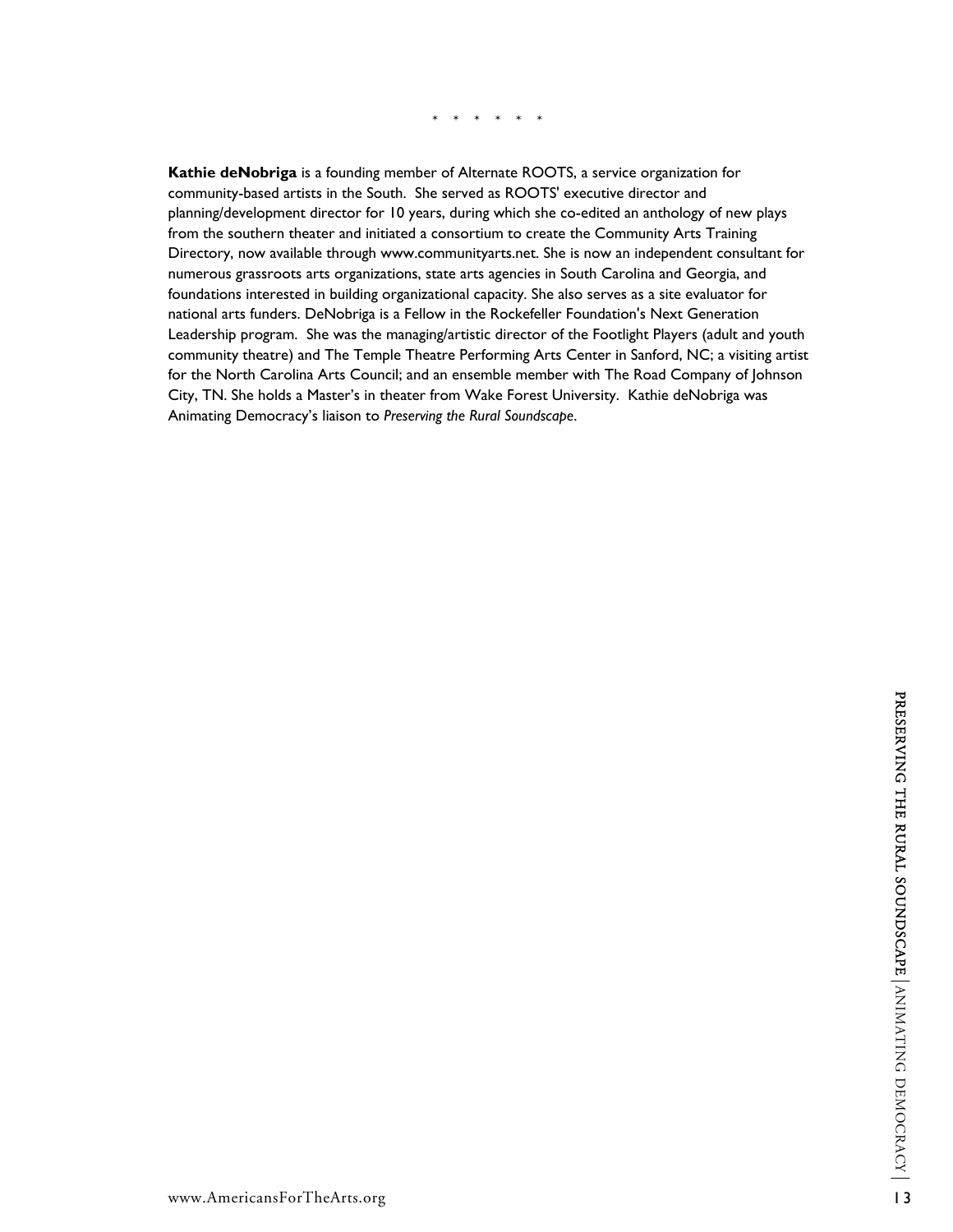\* \* \* \* \* \*

**Kathie deNobriga** is a founding member of Alternate ROOTS, a service organization for community-based artists in the South. She served as ROOTS' executive director and planning/development director for 10 years, during which she co-edited an anthology of new plays from the southern theater and initiated a consortium to create the Community Arts Training Directory, now available through www.communityarts.net. She is now an independent consultant for numerous grassroots arts organizations, state arts agencies in South Carolina and Georgia, and foundations interested in building organizational capacity. She also serves as a site evaluator for national arts funders. DeNobriga is a Fellow in the Rockefeller Foundation's Next Generation Leadership program. She was the managing/artistic director of the Footlight Players (adult and youth community theatre) and The Temple Theatre Performing Arts Center in Sanford, NC; a visiting artist for the North Carolina Arts Council; and an ensemble member with The Road Company of Johnson City, TN. She holds a Master's in theater from Wake Forest University. Kathie deNobriga was Animating Democracy's liaison to *Preserving the Rural Soundscape*.